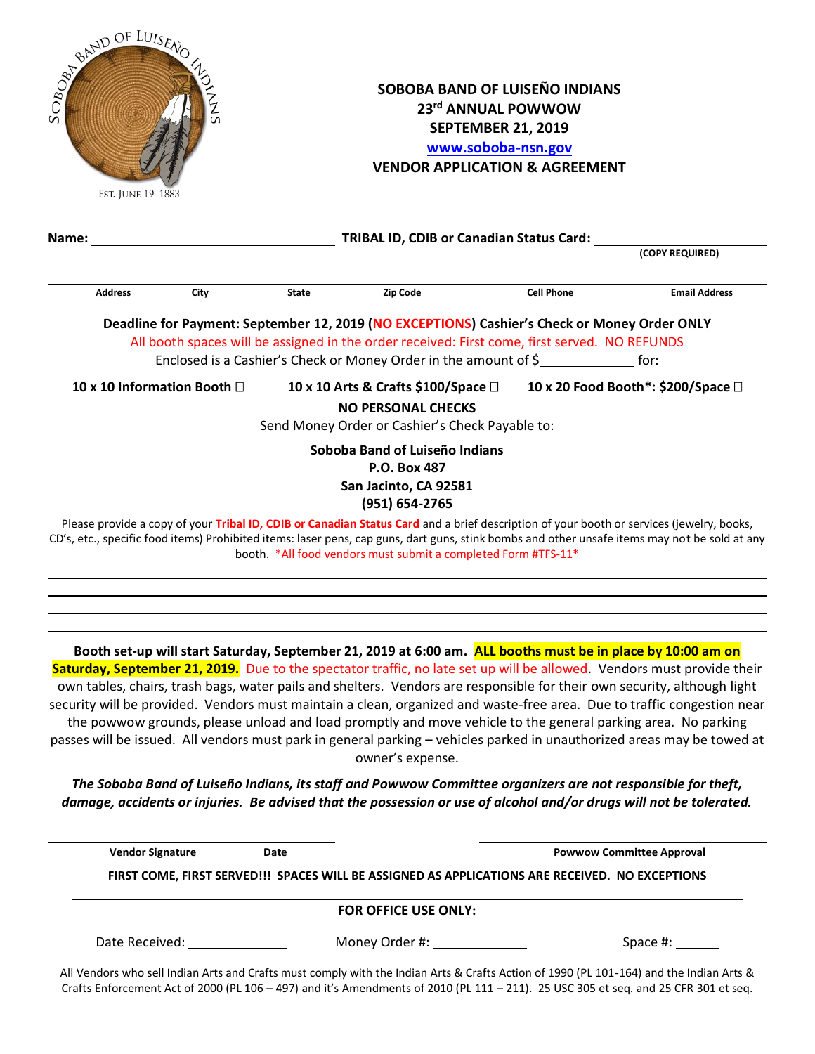SOBOBA BAND OF LUISEÑO INDIANS

EST. JUNE 19, 1883

# SOBOBA BAND OF LUISEÑO INDIANS
## 23rd ANNUAL POWWOW
## SEPTEMBER 21, 2019
## www.soboba-nsn.gov
## VENDOR APPLICATION & AGREEMENT

**Name:** ______________________ **TRIBAL ID, CDIB or Canadian Status Card:** ______________________

**(COPY REQUIRED)**

| Address | City | State | Zip Code | Cell Phone | Email Address |
|---|---|---|---|---|---|
| | | | | | |

**Deadline for Payment: September 12, 2019 (NO EXCEPTIONS) Cashier's Check or Money Order ONLY**

All booth spaces will be assigned in the order received: First come, first served. NO REFUNDS

Enclosed is a Cashier's Check or Money Order in the amount of $__________ for:

**10 x 10 Information Booth** ☐ **10 x 10 Arts & Crafts $100/Space** ☐ **10 x 20 Food Booth*: $200/Space** ☐

**NO PERSONAL CHECKS**

Send Money Order or Cashier's Check Payable to:

**Soboba Band of Luiseño Indians**
**P.O. Box 487**
**San Jacinto, CA 92581**
**(951) 654-2765**

Please provide a copy of your **Tribal ID, CDIB or Canadian Status Card** and a brief description of your booth or services (jewelry, books, CD's, etc., specific food items) Prohibited items: laser pens, cap guns, dart guns, stink bombs and other unsafe items may not be sold at any booth. *All food vendors must submit a completed Form #TFS-11*

______________________________________________________________________

______________________________________________________________________

______________________________________________________________________

**Booth set-up will start Saturday, September 21, 2019 at 6:00 am. ALL booths must be in place by 10:00 am on Saturday, September 21, 2019.** Due to the spectator traffic, no late set up will be allowed. Vendors must provide their own tables, chairs, trash bags, water pails and shelters. Vendors are responsible for their own security, although light security will be provided. Vendors must maintain a clean, organized and waste-free area. Due to traffic congestion near the powwow grounds, please unload and load promptly and move vehicle to the general parking area. No parking passes will be issued. All vendors must park in general parking – vehicles parked in unauthorized areas may be towed at owner's expense.

***The Soboba Band of Luiseño Indians, its staff and Powwow Committee organizers are not responsible for theft, damage, accidents or injuries. Be advised that the possession or use of alcohol and/or drugs will not be tolerated.***

______________________ ______________________

**Vendor Signature** **Date** **Powwow Committee Approval**

**FIRST COME, FIRST SERVED!!! SPACES WILL BE ASSIGNED AS APPLICATIONS ARE RECEIVED. NO EXCEPTIONS**

**FOR OFFICE USE ONLY:**

Date Received: __________ Money Order #: __________ Space #: ______

All Vendors who sell Indian Arts and Crafts must comply with the Indian Arts & Crafts Action of 1990 (PL 101-164) and the Indian Arts & Crafts Enforcement Act of 2000 (PL 106 – 497) and it's Amendments of 2010 (PL 111 – 211). 25 USC 305 et seq. and 25 CFR 301 et seq.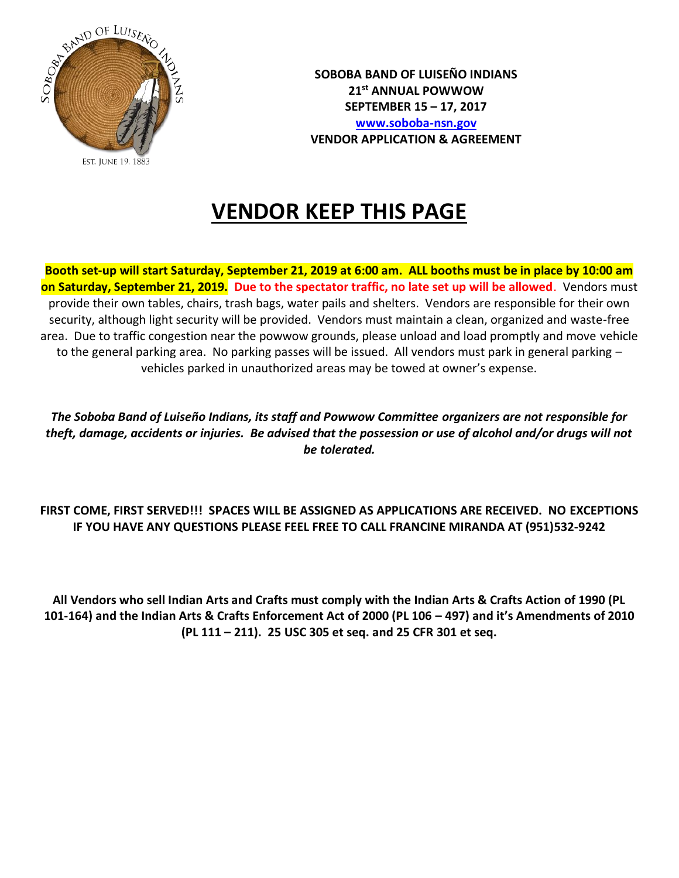**SOBOBA BAND OF LUISEÑO INDIANS**
**21st ANNUAL POWWOW**
**SEPTEMBER 15 – 17, 2017**
**www.soboba-nsn.gov**
**VENDOR APPLICATION & AGREEMENT**

# VENDOR KEEP THIS PAGE

**Booth set-up will start Saturday, September 21, 2019 at 6:00 am. ALL booths must be in place by 10:00 am on Saturday, September 21, 2019.** **Due to the spectator traffic, no late set up will be allowed**. Vendors must provide their own tables, chairs, trash bags, water pails and shelters. Vendors are responsible for their own security, although light security will be provided. Vendors must maintain a clean, organized and waste-free area. Due to traffic congestion near the powwow grounds, please unload and load promptly and move vehicle to the general parking area. No parking passes will be issued. All vendors must park in general parking – vehicles parked in unauthorized areas may be towed at owner's expense.

***The Soboba Band of Luiseño Indians, its staff and Powwow Committee organizers are not responsible for theft, damage, accidents or injuries. Be advised that the possession or use of alcohol and/or drugs will not be tolerated.***

**FIRST COME, FIRST SERVED!!! SPACES WILL BE ASSIGNED AS APPLICATIONS ARE RECEIVED. NO EXCEPTIONS IF YOU HAVE ANY QUESTIONS PLEASE FEEL FREE TO CALL FRANCINE MIRANDA AT (951)532-9242**

**All Vendors who sell Indian Arts and Crafts must comply with the Indian Arts & Crafts Action of 1990 (PL 101-164) and the Indian Arts & Crafts Enforcement Act of 2000 (PL 106 – 497) and it's Amendments of 2010 (PL 111 – 211). 25 USC 305 et seq. and 25 CFR 301 et seq.**